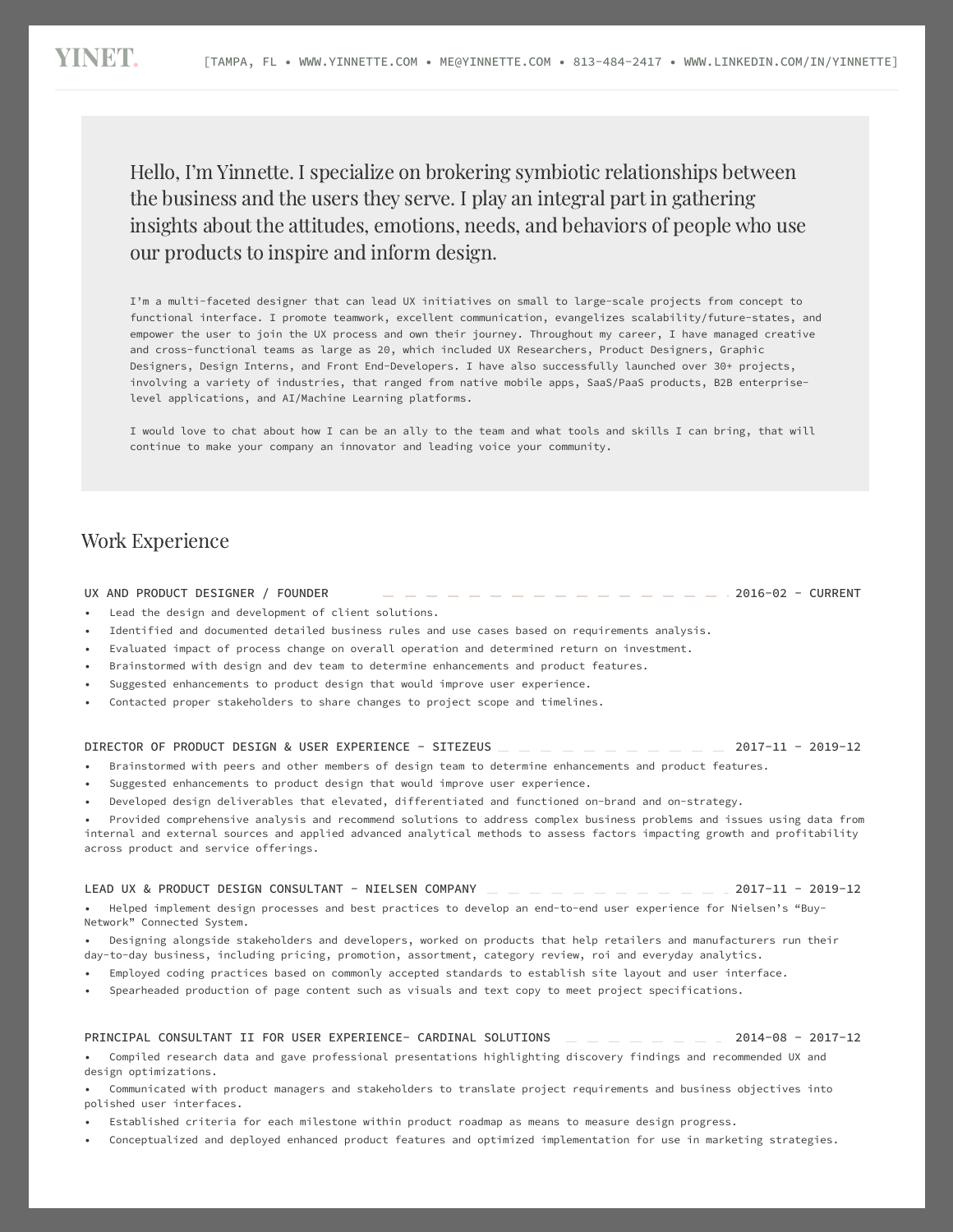# YINET.

[TAMPA, FL • WWW.YINNETTE.COM • ME@YINNETTE.COM • 813-484-2417 • WWW.LINKEDIN.COM/IN/YINNETTE]

Hello, I'm Yinnette. I specialize on brokering symbiotic relationships between the business and the users they serve. I play an integral part in gathering insights about the attitudes, emotions, needs, and behaviors of people who use our products to inspire and inform design.

I'm a multi-faceted designer that can lead UX initiatives on small to large-scale projects from concept to functional interface. I promote teamwork, excellent communication, evangelizes scalability/future-states, and empower the user to join the UX process and own their journey. Throughout my career, I have managed creative and cross-functional teams as large as 20, which included UX Researchers, Product Designers, Graphic Designers, Design Interns, and Front End-Developers. I have also successfully launched over 30+ projects, involving a variety of industries, that ranged from native mobile apps, SaaS/PaaS products, B2B enterprise-level applications, and AI/Machine Learning platforms.

I would love to chat about how I can be an ally to the team and what tools and skills I can bring, that will continue to make your company an innovator and leading voice your community.

## Work Experience

### UX AND PRODUCT DESIGNER / FOUNDER — 2016-02 - CURRENT

- Lead the design and development of client solutions.
- Identified and documented detailed business rules and use cases based on requirements analysis.
- Evaluated impact of process change on overall operation and determined return on investment.
- Brainstormed with design and dev team to determine enhancements and product features.
- Suggested enhancements to product design that would improve user experience.
- Contacted proper stakeholders to share changes to project scope and timelines.

### DIRECTOR OF PRODUCT DESIGN & USER EXPERIENCE - SITEZEUS — 2017-11 - 2019-12

- Brainstormed with peers and other members of design team to determine enhancements and product features.
- Suggested enhancements to product design that would improve user experience.
- Developed design deliverables that elevated, differentiated and functioned on-brand and on-strategy.
- Provided comprehensive analysis and recommend solutions to address complex business problems and issues using data from internal and external sources and applied advanced analytical methods to assess factors impacting growth and profitability across product and service offerings.

### LEAD UX & PRODUCT DESIGN CONSULTANT - NIELSEN COMPANY — 2017-11 - 2019-12

- Helped implement design processes and best practices to develop an end-to-end user experience for Nielsen's "Buy-Network" Connected System.
- Designing alongside stakeholders and developers, worked on products that help retailers and manufacturers run their day-to-day business, including pricing, promotion, assortment, category review, roi and everyday analytics.
- Employed coding practices based on commonly accepted standards to establish site layout and user interface.
- Spearheaded production of page content such as visuals and text copy to meet project specifications.

### PRINCIPAL CONSULTANT II FOR USER EXPERIENCE- CARDINAL SOLUTIONS — 2014-08 - 2017-12

- Compiled research data and gave professional presentations highlighting discovery findings and recommended UX and design optimizations.
- Communicated with product managers and stakeholders to translate project requirements and business objectives into polished user interfaces.
- Established criteria for each milestone within product roadmap as means to measure design progress.
- Conceptualized and deployed enhanced product features and optimized implementation for use in marketing strategies.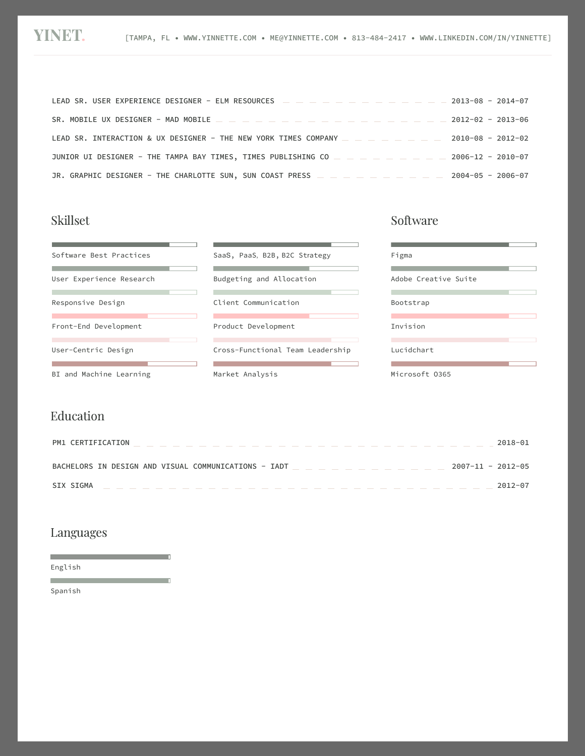YINET. [TAMPA, FL • WWW.YINNETTE.COM • ME@YINNETTE.COM • 813-484-2417 • WWW.LINKEDIN.COM/IN/YINNETTE]

LEAD SR. USER EXPERIENCE DESIGNER - ELM RESOURCES — 2013-08 - 2014-07

SR. MOBILE UX DESIGNER - MAD MOBILE — 2012-02 - 2013-06

LEAD SR. INTERACTION & UX DESIGNER - THE NEW YORK TIMES COMPANY — 2010-08 - 2012-02

JUNIOR UI DESIGNER - THE TAMPA BAY TIMES, TIMES PUBLISHING CO — 2006-12 - 2010-07

JR. GRAPHIC DESIGNER - THE CHARLOTTE SUN, SUN COAST PRESS — 2004-05 - 2006-07

## Skillset

- Software Best Practices
- User Experience Research
- Responsive Design
- Front-End Development
- User-Centric Design
- BI and Machine Learning
- SaaS, PaaS, B2B, B2C Strategy
- Budgeting and Allocation
- Client Communication
- Product Development
- Cross-Functional Team Leadership
- Market Analysis

## Software

- Figma
- Adobe Creative Suite
- Bootstrap
- Invision
- Lucidchart
- Microsoft O365

## Education

PM1 CERTIFICATION — 2018-01

BACHELORS IN DESIGN AND VISUAL COMMUNICATIONS - IADT — 2007-11 - 2012-05

SIX SIGMA — 2012-07

## Languages

- English
- Spanish